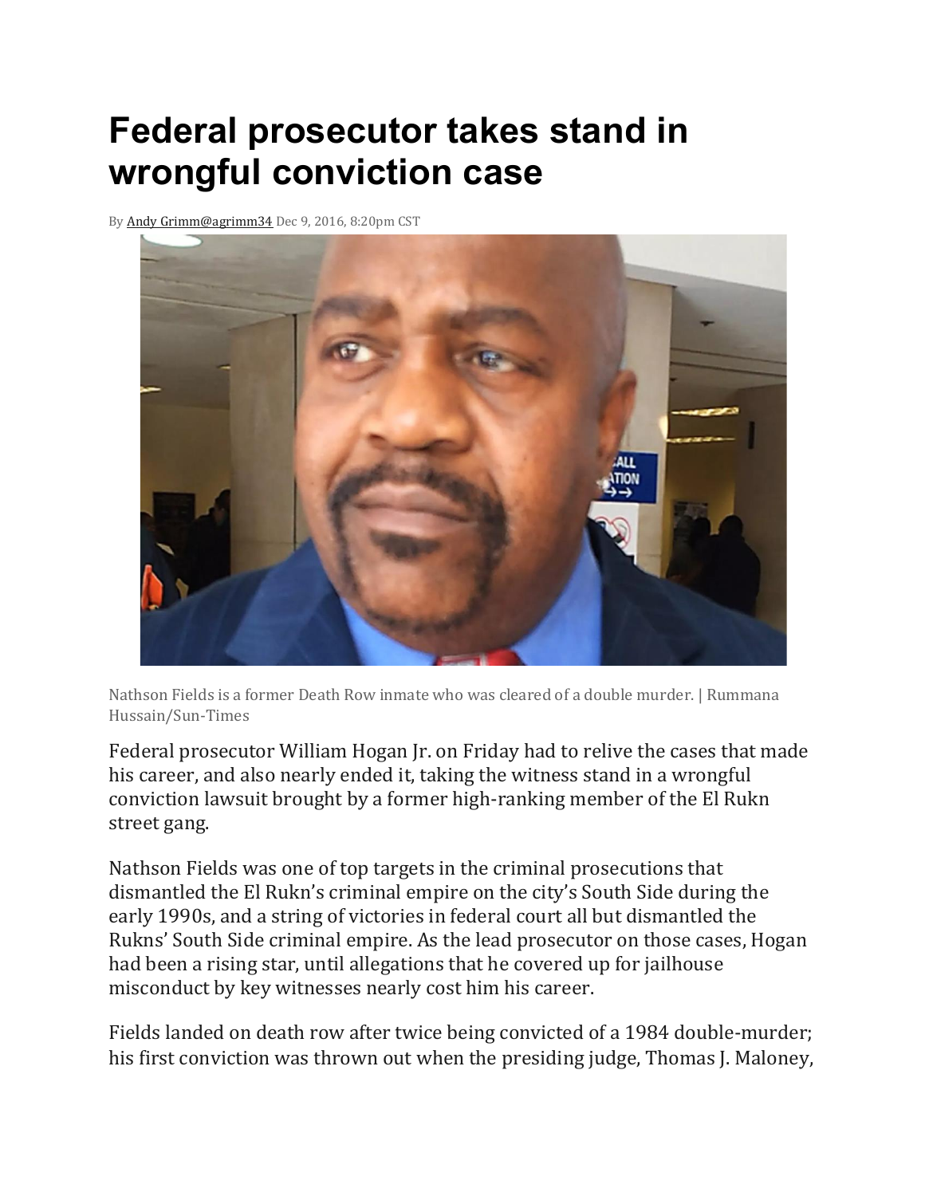# Federal prosecutor takes stand in wrongful conviction case

By Andy Grimm@agrimm34 Dec 9, 2016, 8:20pm CST

Nathson Fields is a former Death Row inmate who was cleared of a double murder. | Rummana Hussain/Sun-Times

Federal prosecutor William Hogan Jr. on Friday had to relive the cases that made his career, and also nearly ended it, taking the witness stand in a wrongful conviction lawsuit brought by a former high-ranking member of the El Rukn street gang.

Nathson Fields was one of top targets in the criminal prosecutions that dismantled the El Rukn's criminal empire on the city's South Side during the early 1990s, and a string of victories in federal court all but dismantled the Rukns' South Side criminal empire. As the lead prosecutor on those cases, Hogan had been a rising star, until allegations that he covered up for jailhouse misconduct by key witnesses nearly cost him his career.

Fields landed on death row after twice being convicted of a 1984 double-murder; his first conviction was thrown out when the presiding judge, Thomas J. Maloney,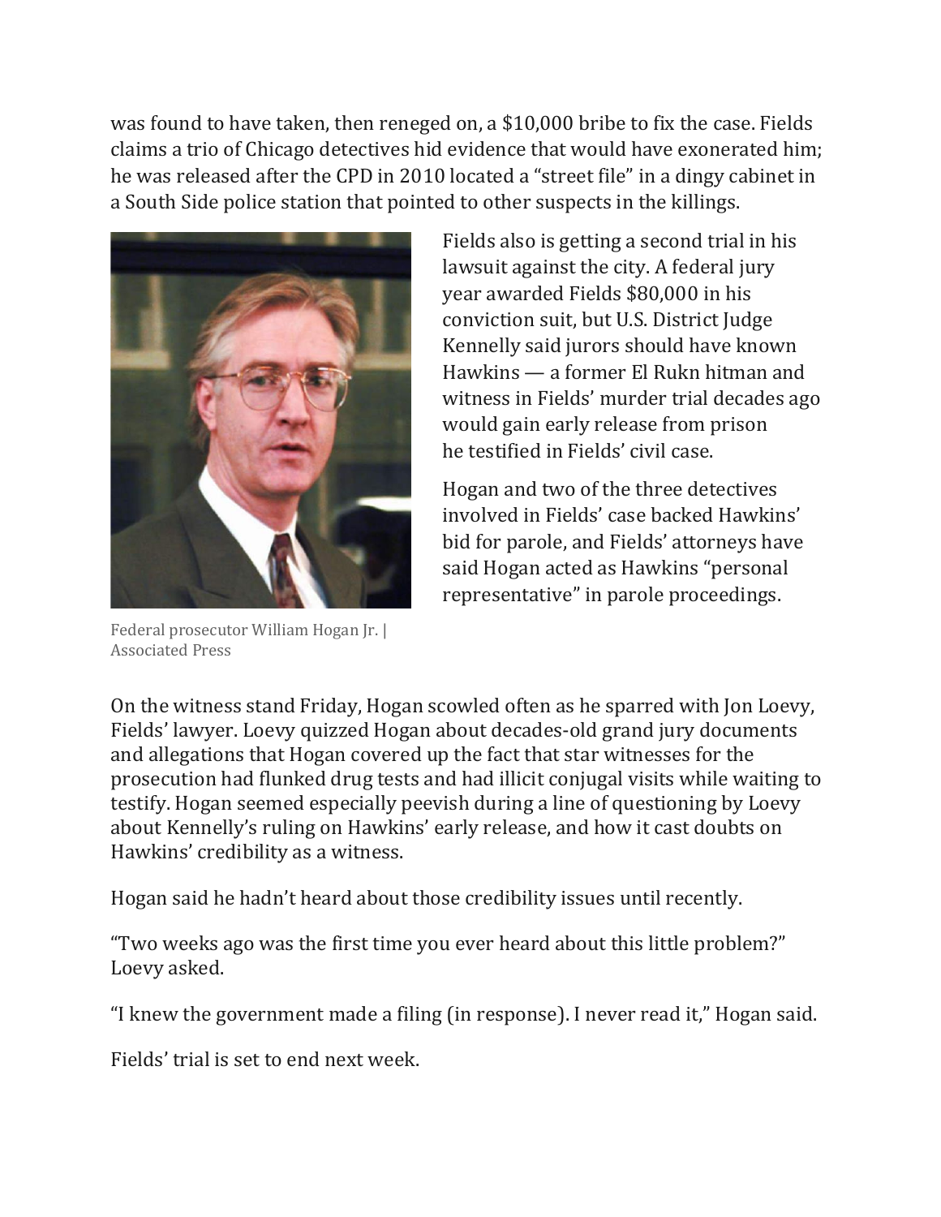was found to have taken, then reneged on, a $10,000 bribe to fix the case. Fields claims a trio of Chicago detectives hid evidence that would have exonerated him; he was released after the CPD in 2010 located a "street file" in a dingy cabinet in a South Side police station that pointed to other suspects in the killings.

Federal prosecutor William Hogan Jr. | Associated Press

Fields also is getting a second trial in his lawsuit against the city. A federal jury year awarded Fields $80,000 in his conviction suit, but U.S. District Judge Kennelly said jurors should have known Hawkins — a former El Rukn hitman and witness in Fields' murder trial decades ago would gain early release from prison he testified in Fields' civil case.

Hogan and two of the three detectives involved in Fields' case backed Hawkins' bid for parole, and Fields' attorneys have said Hogan acted as Hawkins "personal representative" in parole proceedings.

On the witness stand Friday, Hogan scowled often as he sparred with Jon Loevy, Fields' lawyer. Loevy quizzed Hogan about decades-old grand jury documents and allegations that Hogan covered up the fact that star witnesses for the prosecution had flunked drug tests and had illicit conjugal visits while waiting to testify. Hogan seemed especially peevish during a line of questioning by Loevy about Kennelly's ruling on Hawkins' early release, and how it cast doubts on Hawkins' credibility as a witness.

Hogan said he hadn't heard about those credibility issues until recently.

"Two weeks ago was the first time you ever heard about this little problem?" Loevy asked.

"I knew the government made a filing (in response). I never read it," Hogan said.

Fields' trial is set to end next week.